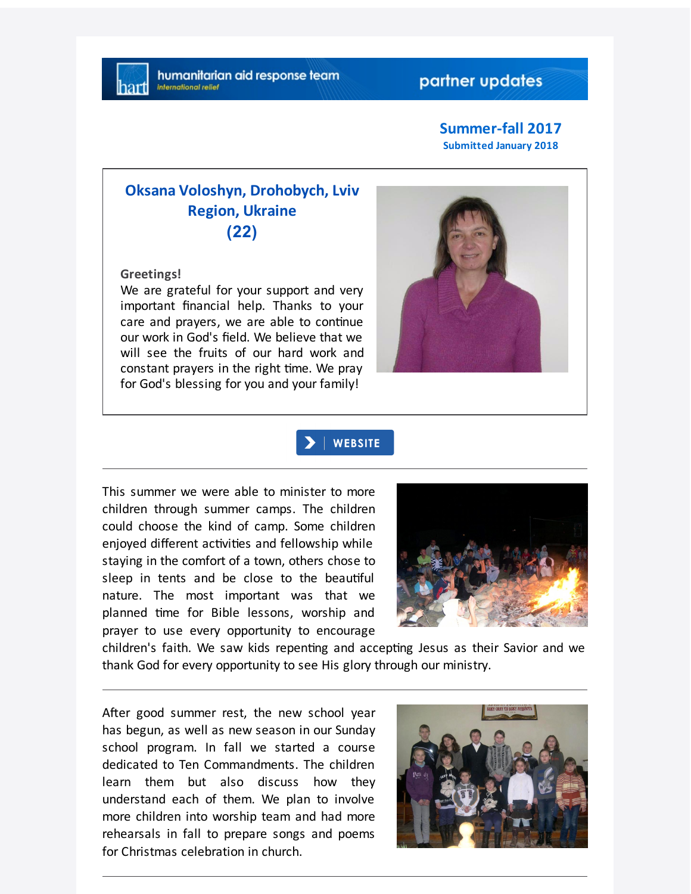humanitarian aid response team

international relief

partner updates

**Summer-fall 2017**
**Submitted January 2018**

## Oksana Voloshyn, Drohobych, Lviv Region, Ukraine (22)

**Greetings!**
We are grateful for your support and very important financial help. Thanks to your care and prayers, we are able to continue our work in God's field. We believe that we will see the fruits of our hard work and constant prayers in the right time. We pray for God's blessing for you and your family!

WEBSITE

---

This summer we were able to minister to more children through summer camps. The children could choose the kind of camp. Some children enjoyed different activities and fellowship while staying in the comfort of a town, others chose to sleep in tents and be close to the beautiful nature. The most important was that we planned time for Bible lessons, worship and prayer to use every opportunity to encourage children's faith. We saw kids repenting and accepting Jesus as their Savior and we thank God for every opportunity to see His glory through our ministry.

---

After good summer rest, the new school year has begun, as well as new season in our Sunday school program. In fall we started a course dedicated to Ten Commandments. The children learn them but also discuss how they understand each of them. We plan to involve more children into worship team and had more rehearsals in fall to prepare songs and poems for Christmas celebration in church.

---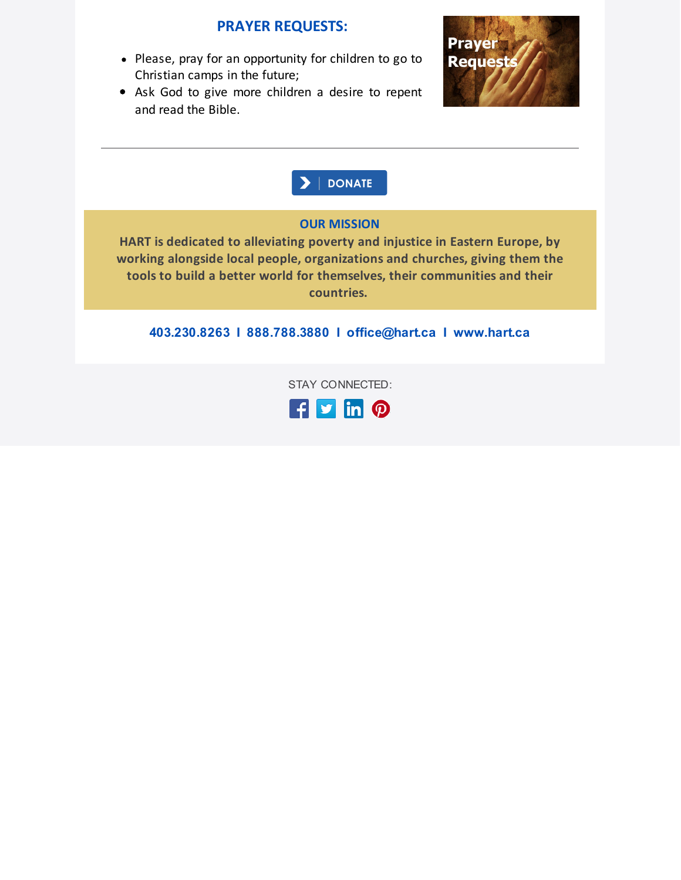## PRAYER REQUESTS:

- Please, pray for an opportunity for children to go to Christian camps in the future;
- Ask God to give more children a desire to repent and read the Bible.

---

DONATE

### OUR MISSION

**HART is dedicated to alleviating poverty and injustice in Eastern Europe, by working alongside local people, organizations and churches, giving them the tools to build a better world for themselves, their communities and their countries.**

**403.230.8263 I 888.788.3880 I office@hart.ca I www.hart.ca**

STAY CONNECTED: